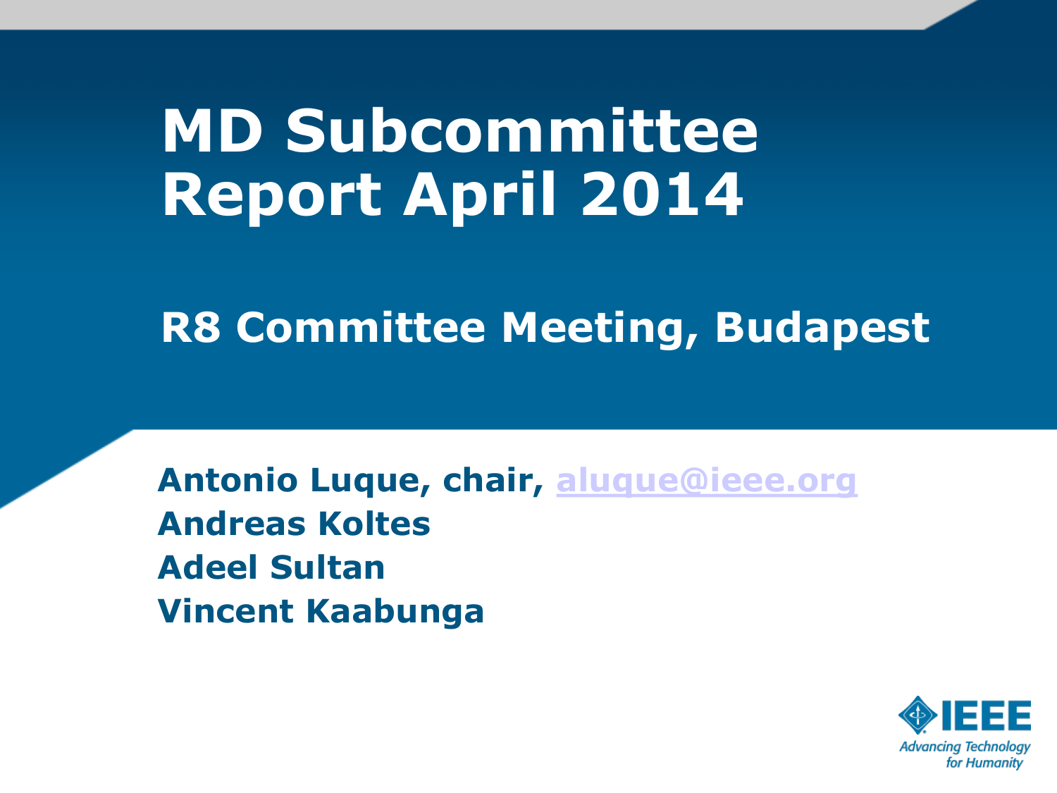# MD Subcommittee Report April 2014

## R8 Committee Meeting, Budapest

**Antonio Luque, chair, aluque@ieee.org**
**Andreas Koltes**
**Adeel Sultan**
**Vincent Kaabunga**

IEEE
*Advancing Technology for Humanity*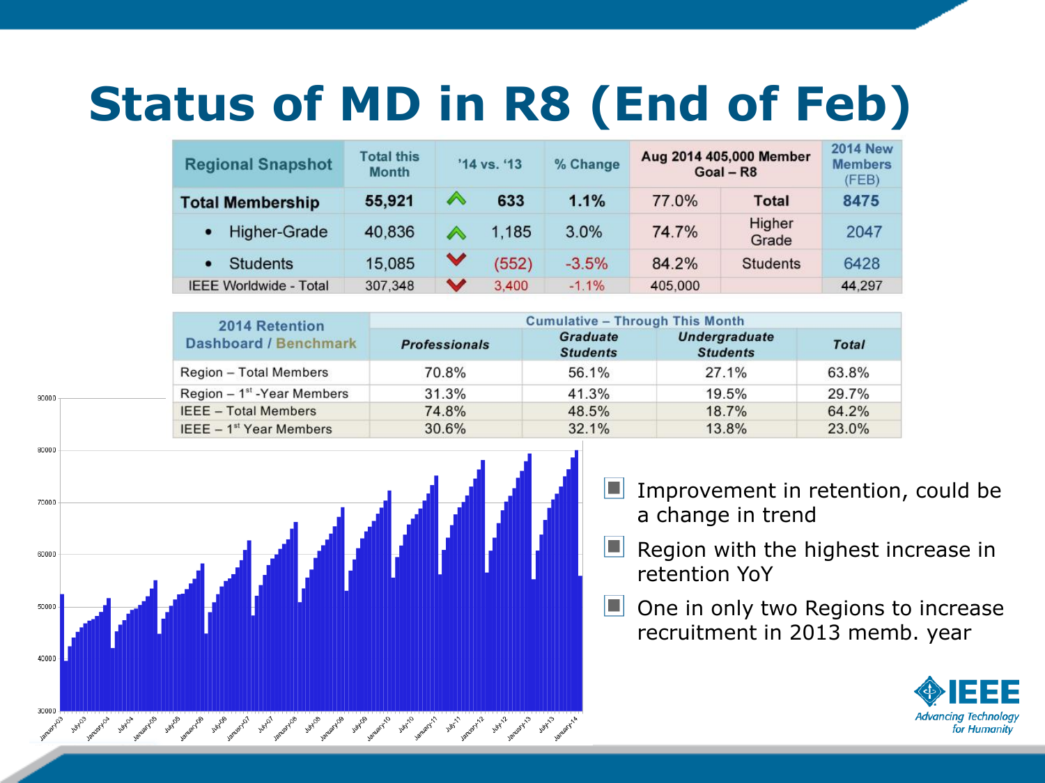# Status of MD in R8 (End of Feb)

| Regional Snapshot | Total this Month | '14 vs. '13 | % Change | Aug 2014 405,000 Member Goal – R8 | | 2014 New Members (FEB) |
|---|---|---|---|---|---|---|
| **Total Membership** | **55,921** | **633** | **1.1%** | 77.0% | **Total** | **8475** |
| • Higher-Grade | 40,836 | 1,185 | 3.0% | 74.7% | Higher Grade | 2047 |
| • Students | 15,085 | (552) | -3.5% | 84.2% | Students | 6428 |
| IEEE Worldwide - Total | 307,348 | 3,400 | -1.1% | 405,000 | | 44,297 |

| 2014 Retention Dashboard / Benchmark | Cumulative – Through This Month | | | |
|---|---|---|---|---|
| | *Professionals* | *Graduate Students* | *Undergraduate Students* | *Total* |
| Region – Total Members | 70.8% | 56.1% | 27.1% | 63.8% |
| Region – 1st -Year Members | 31.3% | 41.3% | 19.5% | 29.7% |
| IEEE – Total Members | 74.8% | 48.5% | 18.7% | 64.2% |
| IEEE – 1st Year Members | 30.6% | 32.1% | 13.8% | 23.0% |

- Improvement in retention, could be a change in trend
- Region with the highest increase in retention YoY
- One in only two Regions to increase recruitment in 2013 memb. year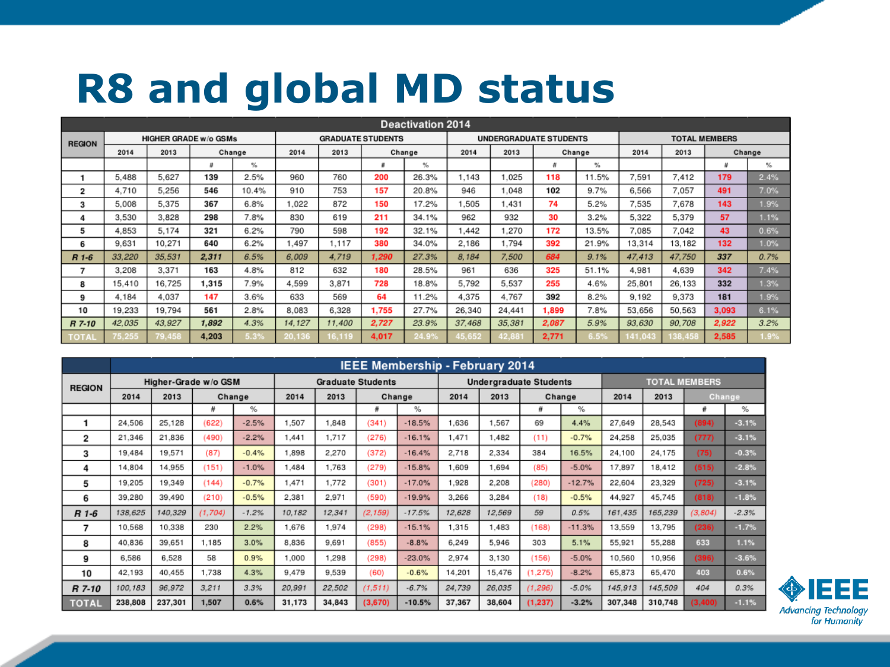# R8 and global MD status

| REGION | HIGHER GRADE w/o GSMs | | | | GRADUATE STUDENTS | | | | UNDERGRADUATE STUDENTS | | | | TOTAL MEMBERS | | | |
|---|---|---|---|---|---|---|---|---|---|---|---|---|---|---|---|---|
| | **Deactivation 2014** | | | | | | | | | | | | | | | |
| | 2014 | 2013 | Change | | 2014 | 2013 | Change | | 2014 | 2013 | Change | | 2014 | 2013 | Change | |
| | | | # | % | | | # | % | | | # | % | | | # | % |
| 1 | 5,488 | 5,627 | 139 | 2.5% | 960 | 760 | 200 | 26.3% | 1,143 | 1,025 | 118 | 11.5% | 7,591 | 7,412 | 179 | 2.4% |
| 2 | 4,710 | 5,256 | 546 | 10.4% | 910 | 753 | 157 | 20.8% | 946 | 1,048 | 102 | 9.7% | 6,566 | 7,057 | 491 | 7.0% |
| 3 | 5,008 | 5,375 | 367 | 6.8% | 1,022 | 872 | 150 | 17.2% | 1,505 | 1,431 | 74 | 5.2% | 7,535 | 7,678 | 143 | 1.9% |
| 4 | 3,530 | 3,828 | 298 | 7.8% | 830 | 619 | 211 | 34.1% | 962 | 932 | 30 | 3.2% | 5,322 | 5,379 | 57 | 1.1% |
| 5 | 4,853 | 5,174 | 321 | 6.2% | 790 | 598 | 192 | 32.1% | 1,442 | 1,270 | 172 | 13.5% | 7,085 | 7,042 | 43 | 0.6% |
| 6 | 9,631 | 10,271 | 640 | 6.2% | 1,497 | 1,117 | 380 | 34.0% | 2,186 | 1,794 | 392 | 21.9% | 13,314 | 13,182 | 132 | 1.0% |
| *R 1-6* | *33,220* | *35,531* | *2,311* | *6.5%* | *6,009* | *4,719* | *1,290* | *27.3%* | *8,184* | *7,500* | *684* | *9.1%* | *47,413* | *47,750* | *337* | *0.7%* |
| 7 | 3,208 | 3,371 | 163 | 4.8% | 812 | 632 | 180 | 28.5% | 961 | 636 | 325 | 51.1% | 4,981 | 4,639 | 342 | 7.4% |
| 8 | 15,410 | 16,725 | 1,315 | 7.9% | 4,599 | 3,871 | 728 | 18.8% | 5,792 | 5,537 | 255 | 4.6% | 25,801 | 26,133 | 332 | 1.3% |
| 9 | 4,184 | 4,037 | 147 | 3.6% | 633 | 569 | 64 | 11.2% | 4,375 | 4,767 | 392 | 8.2% | 9,192 | 9,373 | 181 | 1.9% |
| 10 | 19,233 | 19,794 | 561 | 2.8% | 8,083 | 6,328 | 1,755 | 27.7% | 26,340 | 24,441 | 1,899 | 7.8% | 53,656 | 50,563 | 3,093 | 6.1% |
| *R 7-10* | *42,035* | *43,927* | *1,892* | *4.3%* | *14,127* | *11,400* | *2,727* | *23.9%* | *37,468* | *35,381* | *2,087* | *5.9%* | *93,630* | *90,708* | *2,922* | *3.2%* |
| TOTAL | 75,255 | 79,458 | 4,203 | 5.3% | 20,136 | 16,119 | 4,017 | 24.9% | 45,652 | 42,881 | 2,771 | 6.5% | 141,043 | 138,458 | 2,585 | 1.9% |

| REGION | Higher-Grade w/o GSM | | | | Graduate Students | | | | Undergraduate Students | | | | TOTAL MEMBERS | | | |
|---|---|---|---|---|---|---|---|---|---|---|---|---|---|---|---|---|
| | **IEEE Membership - February 2014** | | | | | | | | | | | | | | | |
| | 2014 | 2013 | Change | | 2014 | 2013 | Change | | 2014 | 2013 | Change | | 2014 | 2013 | Change | |
| | | | # | % | | | # | % | | | # | % | | | # | % |
| 1 | 24,506 | 25,128 | (622) | -2.5% | 1,507 | 1,848 | (341) | -18.5% | 1,636 | 1,567 | 69 | 4.4% | 27,649 | 28,543 | (894) | -3.1% |
| 2 | 21,346 | 21,836 | (490) | -2.2% | 1,441 | 1,717 | (276) | -16.1% | 1,471 | 1,482 | (11) | -0.7% | 24,258 | 25,035 | (777) | -3.1% |
| 3 | 19,484 | 19,571 | (87) | -0.4% | 1,898 | 2,270 | (372) | -16.4% | 2,718 | 2,334 | 384 | 16.5% | 24,100 | 24,175 | (75) | -0.3% |
| 4 | 14,804 | 14,955 | (151) | -1.0% | 1,484 | 1,763 | (279) | -15.8% | 1,609 | 1,694 | (85) | -5.0% | 17,897 | 18,412 | (515) | -2.8% |
| 5 | 19,205 | 19,349 | (144) | -0.7% | 1,471 | 1,772 | (301) | -17.0% | 1,928 | 2,208 | (280) | -12.7% | 22,604 | 23,329 | (725) | -3.1% |
| 6 | 39,280 | 39,490 | (210) | -0.5% | 2,381 | 2,971 | (590) | -19.9% | 3,266 | 3,284 | (18) | -0.5% | 44,927 | 45,745 | (818) | -1.8% |
| *R 1-6* | *138,625* | *140,329* | *(1,704)* | *-1.2%* | *10,182* | *12,341* | *(2,159)* | *-17.5%* | *12,628* | *12,569* | *59* | *0.5%* | *161,435* | *165,239* | *(3,804)* | *-2.3%* |
| 7 | 10,568 | 10,338 | 230 | 2.2% | 1,676 | 1,974 | (298) | -15.1% | 1,315 | 1,483 | (168) | -11.3% | 13,559 | 13,795 | (236) | -1.7% |
| 8 | 40,836 | 39,651 | 1,185 | 3.0% | 8,836 | 9,691 | (855) | -8.8% | 6,249 | 5,946 | 303 | 5.1% | 55,921 | 55,288 | 633 | 1.1% |
| 9 | 6,586 | 6,528 | 58 | 0.9% | 1,000 | 1,298 | (298) | -23.0% | 2,974 | 3,130 | (156) | -5.0% | 10,560 | 10,956 | (396) | -3.6% |
| 10 | 42,193 | 40,455 | 1,738 | 4.3% | 9,479 | 9,539 | (60) | -0.6% | 14,201 | 15,476 | (1,275) | -8.2% | 65,873 | 65,470 | 403 | 0.6% |
| *R 7-10* | *100,183* | *96,972* | *3,211* | *3.3%* | *20,991* | *22,502* | *(1,511)* | *-6.7%* | *24,739* | *26,035* | *(1,296)* | *-5.0%* | *145,913* | *145,509* | *404* | *0.3%* |
| TOTAL | 238,808 | 237,301 | 1,507 | 0.6% | 31,173 | 34,843 | (3,670) | -10.5% | 37,367 | 38,604 | (1,237) | -3.2% | 307,348 | 310,748 | (3,400) | -1.1% |

IEEE
Advancing Technology for Humanity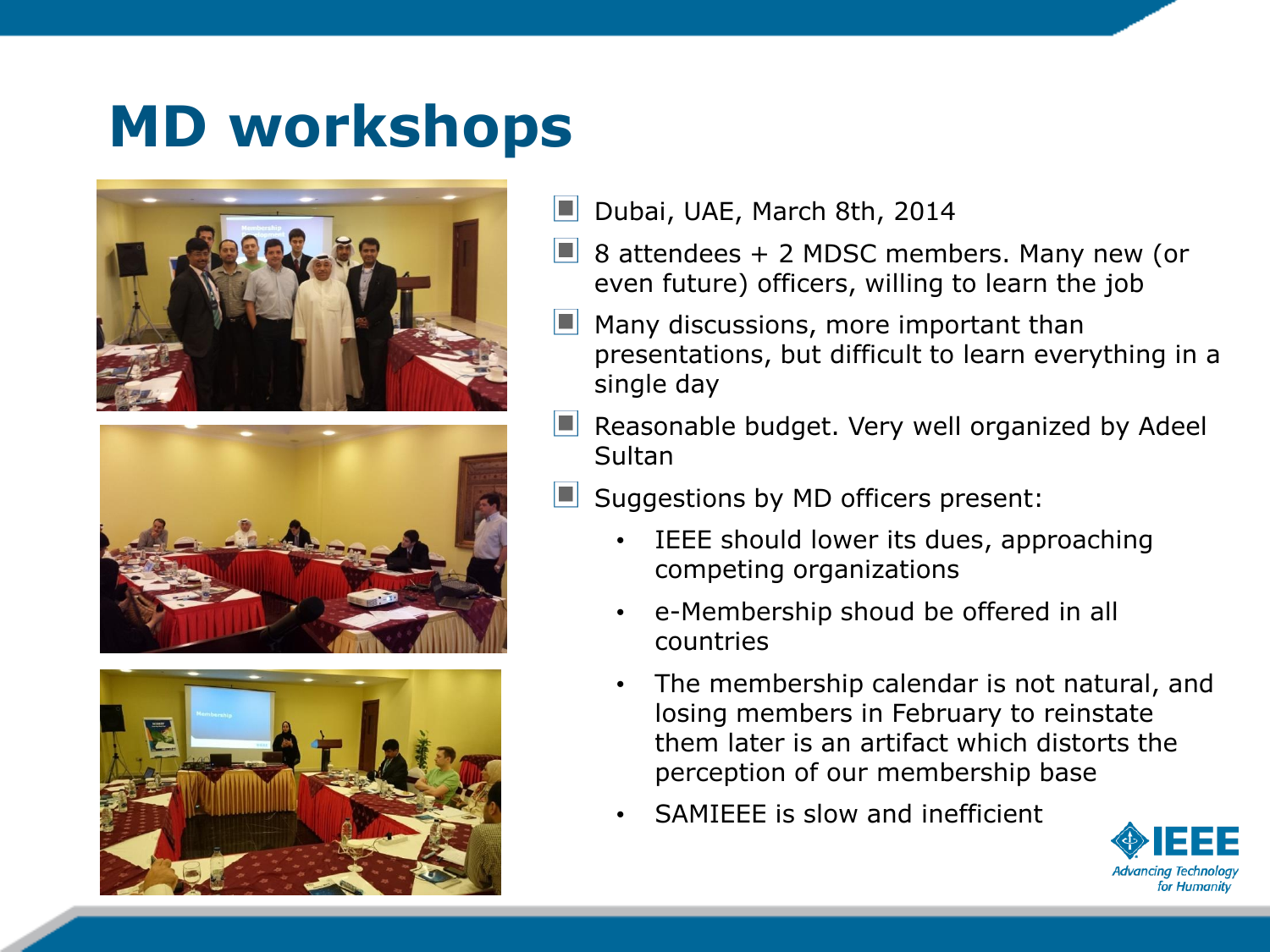# MD workshops

- Dubai, UAE, March 8th, 2014
- 8 attendees + 2 MDSC members. Many new (or even future) officers, willing to learn the job
- Many discussions, more important than presentations, but difficult to learn everything in a single day
- Reasonable budget. Very well organized by Adeel Sultan
- Suggestions by MD officers present:
  - IEEE should lower its dues, approaching competing organizations
  - e-Membership shoud be offered in all countries
  - The membership calendar is not natural, and losing members in February to reinstate them later is an artifact which distorts the perception of our membership base
  - SAMIEEE is slow and inefficient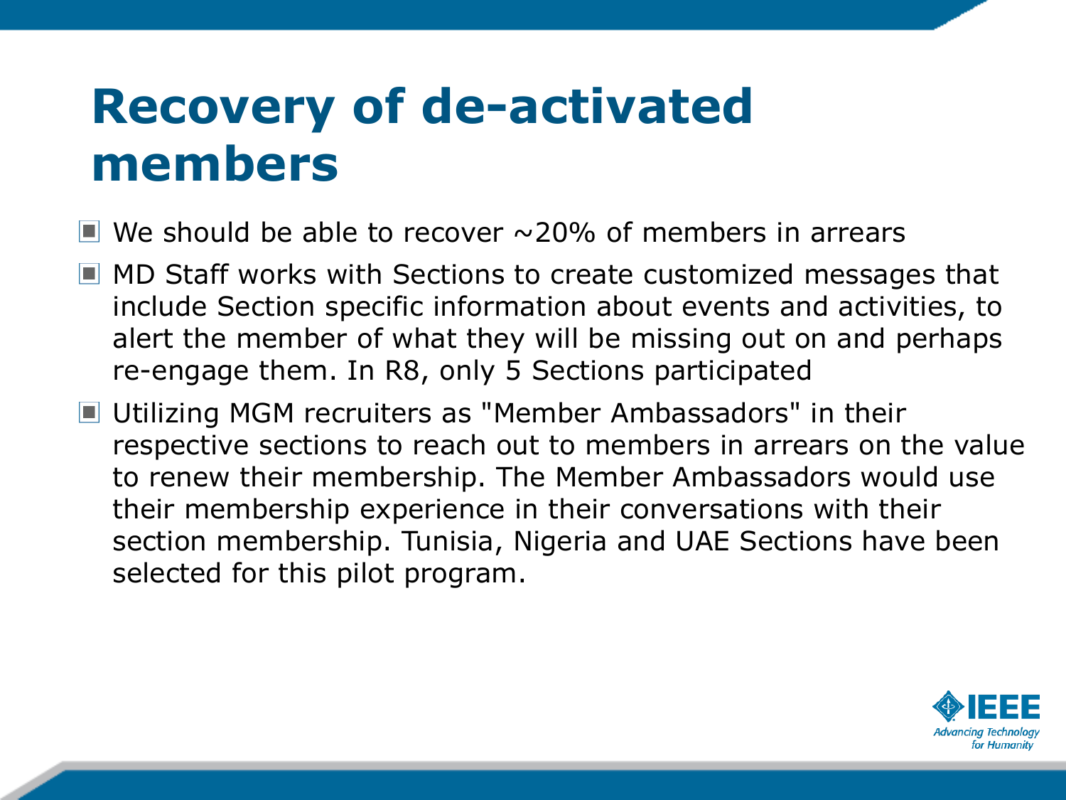# Recovery of de-activated members

- We should be able to recover ~20% of members in arrears
- MD Staff works with Sections to create customized messages that include Section specific information about events and activities, to alert the member of what they will be missing out on and perhaps re-engage them. In R8, only 5 Sections participated
- Utilizing MGM recruiters as "Member Ambassadors" in their respective sections to reach out to members in arrears on the value to renew their membership. The Member Ambassadors would use their membership experience in their conversations with their section membership. Tunisia, Nigeria and UAE Sections have been selected for this pilot program.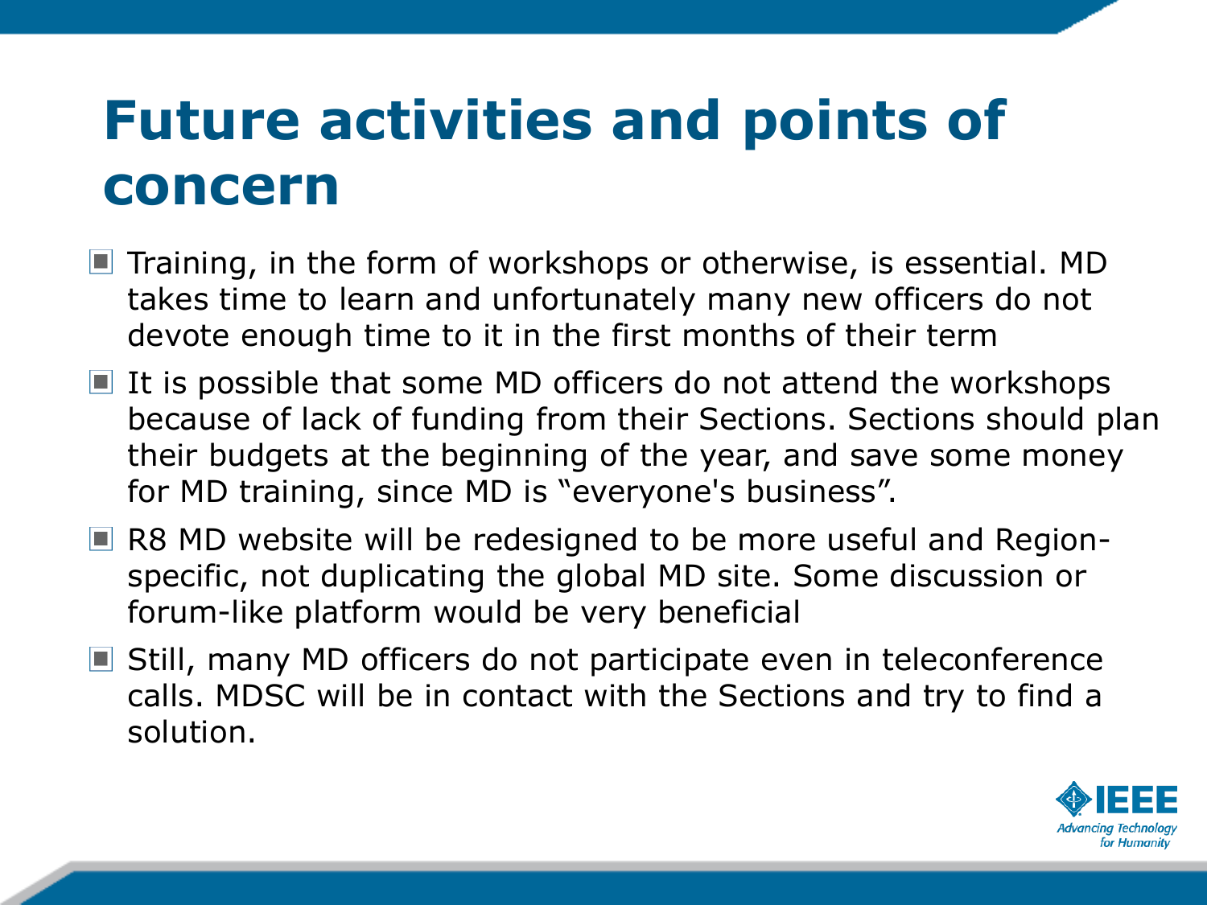# Future activities and points of concern

- Training, in the form of workshops or otherwise, is essential. MD takes time to learn and unfortunately many new officers do not devote enough time to it in the first months of their term
- It is possible that some MD officers do not attend the workshops because of lack of funding from their Sections. Sections should plan their budgets at the beginning of the year, and save some money for MD training, since MD is "everyone's business".
- R8 MD website will be redesigned to be more useful and Region-specific, not duplicating the global MD site. Some discussion or forum-like platform would be very beneficial
- Still, many MD officers do not participate even in teleconference calls. MDSC will be in contact with the Sections and try to find a solution.